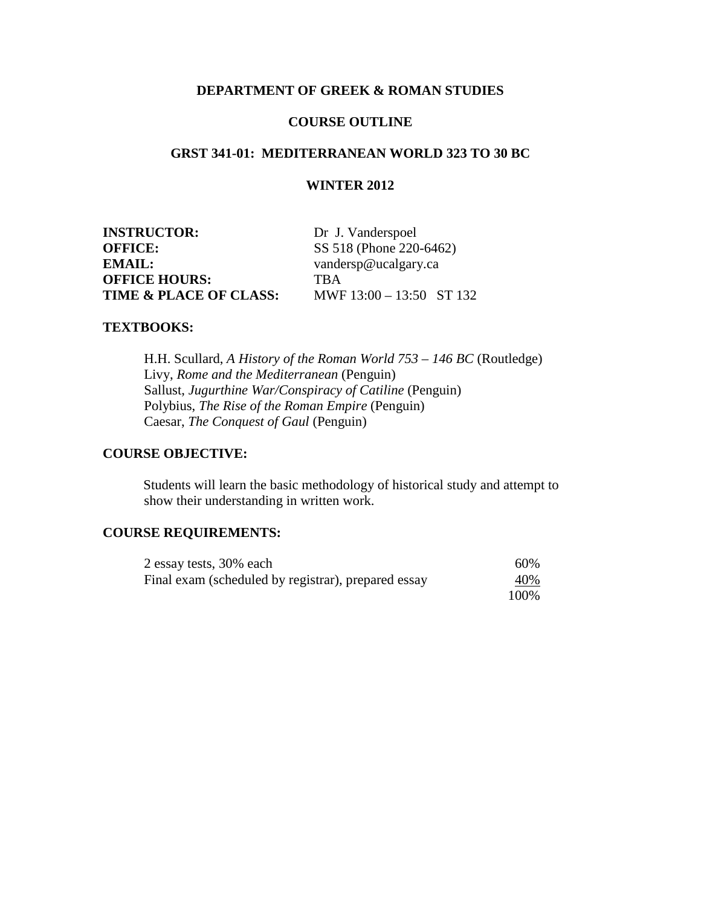# DEPARTMENT OF GREEK & ROMAN STUDIES

## COURSE OUTLINE

## GRST 341-01: MEDITERRANEAN WORLD 323 TO 30 BC

## WINTER 2012

**INSTRUCTOR:** Dr J. Vanderspoel
**OFFICE:** SS 518 (Phone 220-6462)
**EMAIL:** vandersp@ucalgary.ca
**OFFICE HOURS:** TBA
**TIME & PLACE OF CLASS:** MWF 13:00 – 13:50 ST 132

### TEXTBOOKS:

H.H. Scullard, *A History of the Roman World 753 – 146 BC* (Routledge)
Livy, *Rome and the Mediterranean* (Penguin)
Sallust, *Jugurthine War/Conspiracy of Catiline* (Penguin)
Polybius, *The Rise of the Roman Empire* (Penguin)
Caesar, *The Conquest of Gaul* (Penguin)

### COURSE OBJECTIVE:

Students will learn the basic methodology of historical study and attempt to show their understanding in written work.

### COURSE REQUIREMENTS:

| | |
|---|---|
| 2 essay tests, 30% each | 60% |
| Final exam (scheduled by registrar), prepared essay | 40% |
| | 100% |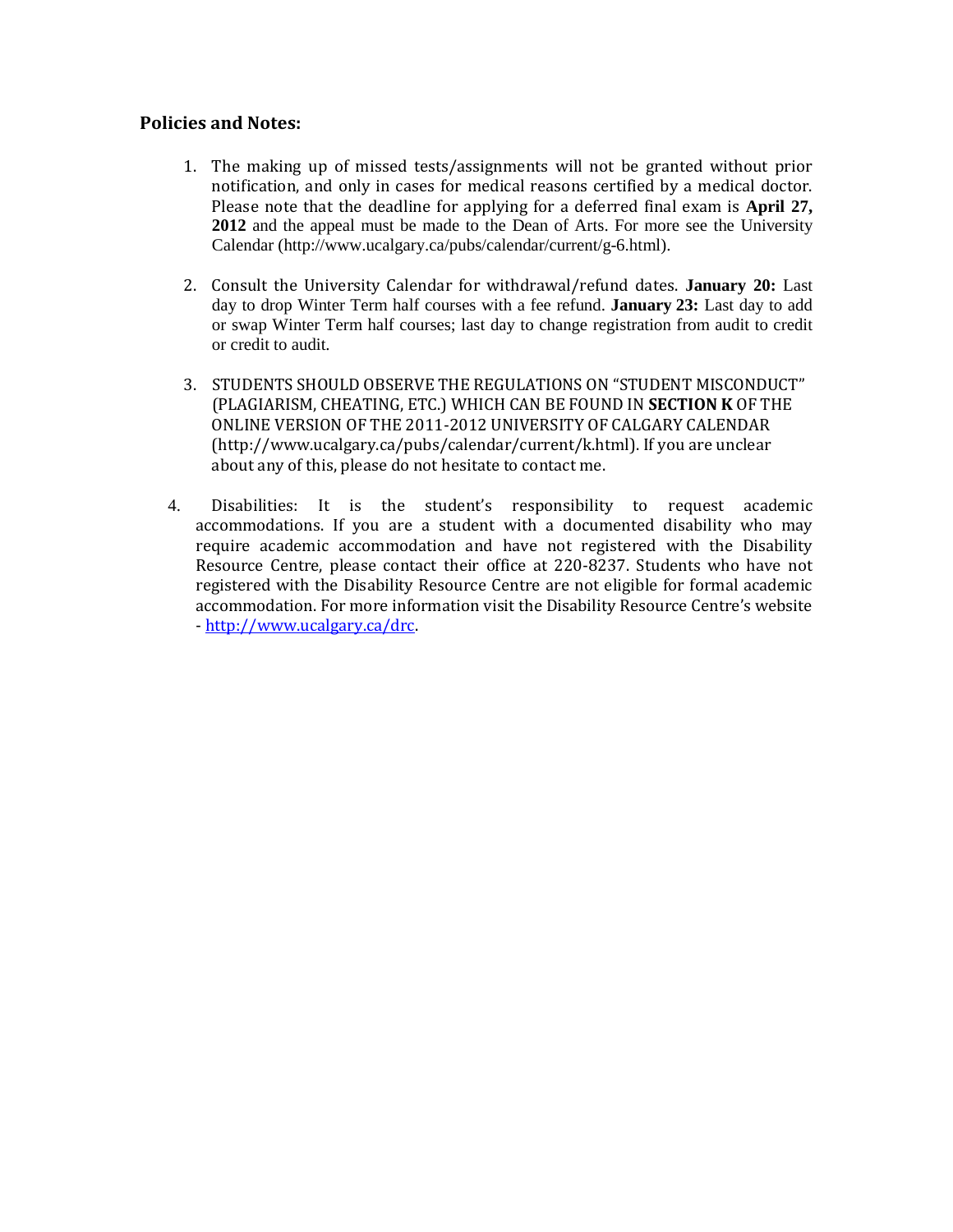**Policies and Notes:**

1. The making up of missed tests/assignments will not be granted without prior notification, and only in cases for medical reasons certified by a medical doctor. Please note that the deadline for applying for a deferred final exam is **April 27, 2012** and the appeal must be made to the Dean of Arts. For more see the University Calendar (http://www.ucalgary.ca/pubs/calendar/current/g-6.html).

2. Consult the University Calendar for withdrawal/refund dates. **January 20:** Last day to drop Winter Term half courses with a fee refund. **January 23:** Last day to add or swap Winter Term half courses; last day to change registration from audit to credit or credit to audit.

3. STUDENTS SHOULD OBSERVE THE REGULATIONS ON "STUDENT MISCONDUCT" (PLAGIARISM, CHEATING, ETC.) WHICH CAN BE FOUND IN **SECTION K** OF THE ONLINE VERSION OF THE 2011-2012 UNIVERSITY OF CALGARY CALENDAR (http://www.ucalgary.ca/pubs/calendar/current/k.html). If you are unclear about any of this, please do not hesitate to contact me.

4. Disabilities: It is the student's responsibility to request academic accommodations. If you are a student with a documented disability who may require academic accommodation and have not registered with the Disability Resource Centre, please contact their office at 220-8237. Students who have not registered with the Disability Resource Centre are not eligible for formal academic accommodation. For more information visit the Disability Resource Centre's website - http://www.ucalgary.ca/drc.